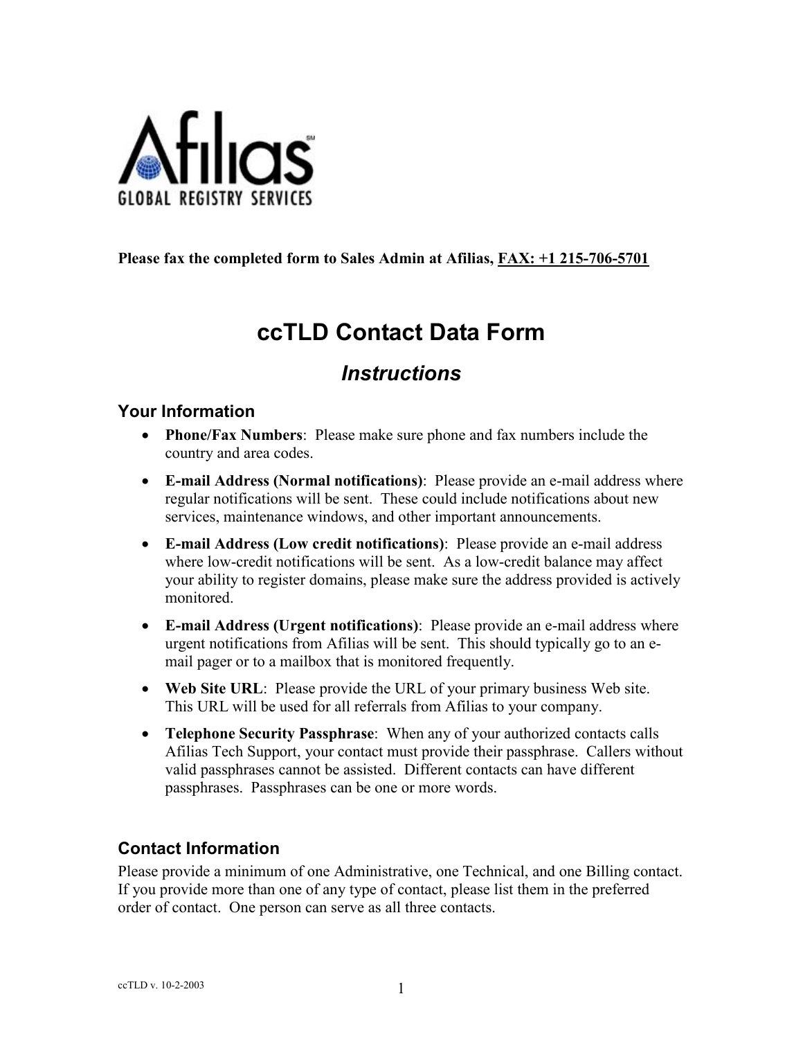Afilias
GLOBAL REGISTRY SERVICES

**Please fax the completed form to Sales Admin at Afilias, FAX: +1 215-706-5701**

# ccTLD Contact Data Form

## *Instructions*

### Your Information

- **Phone/Fax Numbers**: Please make sure phone and fax numbers include the country and area codes.
- **E-mail Address (Normal notifications)**: Please provide an e-mail address where regular notifications will be sent. These could include notifications about new services, maintenance windows, and other important announcements.
- **E-mail Address (Low credit notifications)**: Please provide an e-mail address where low-credit notifications will be sent. As a low-credit balance may affect your ability to register domains, please make sure the address provided is actively monitored.
- **E-mail Address (Urgent notifications)**: Please provide an e-mail address where urgent notifications from Afilias will be sent. This should typically go to an e-mail pager or to a mailbox that is monitored frequently.
- **Web Site URL**: Please provide the URL of your primary business Web site. This URL will be used for all referrals from Afilias to your company.
- **Telephone Security Passphrase**: When any of your authorized contacts calls Afilias Tech Support, your contact must provide their passphrase. Callers without valid passphrases cannot be assisted. Different contacts can have different passphrases. Passphrases can be one or more words.

### Contact Information

Please provide a minimum of one Administrative, one Technical, and one Billing contact. If you provide more than one of any type of contact, please list them in the preferred order of contact. One person can serve as all three contacts.

ccTLD v. 10-2-2003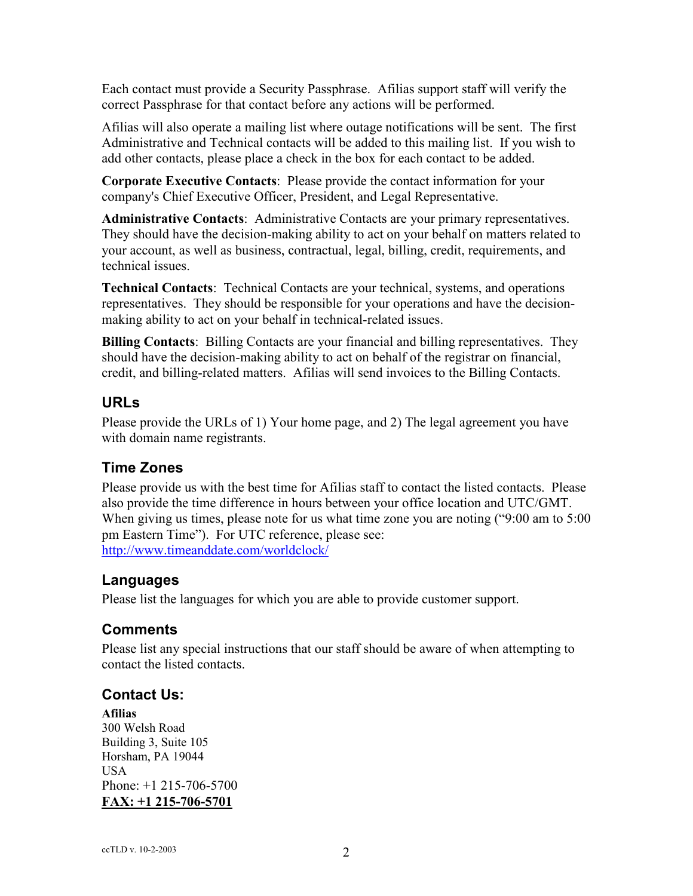Each contact must provide a Security Passphrase. Afilias support staff will verify the correct Passphrase for that contact before any actions will be performed.

Afilias will also operate a mailing list where outage notifications will be sent. The first Administrative and Technical contacts will be added to this mailing list. If you wish to add other contacts, please place a check in the box for each contact to be added.

**Corporate Executive Contacts**: Please provide the contact information for your company's Chief Executive Officer, President, and Legal Representative.

**Administrative Contacts**: Administrative Contacts are your primary representatives. They should have the decision-making ability to act on your behalf on matters related to your account, as well as business, contractual, legal, billing, credit, requirements, and technical issues.

**Technical Contacts**: Technical Contacts are your technical, systems, and operations representatives. They should be responsible for your operations and have the decision-making ability to act on your behalf in technical-related issues.

**Billing Contacts**: Billing Contacts are your financial and billing representatives. They should have the decision-making ability to act on behalf of the registrar on financial, credit, and billing-related matters. Afilias will send invoices to the Billing Contacts.

## URLs

Please provide the URLs of 1) Your home page, and 2) The legal agreement you have with domain name registrants.

## Time Zones

Please provide us with the best time for Afilias staff to contact the listed contacts. Please also provide the time difference in hours between your office location and UTC/GMT. When giving us times, please note for us what time zone you are noting ("9:00 am to 5:00 pm Eastern Time"). For UTC reference, please see: http://www.timeanddate.com/worldclock/

## Languages

Please list the languages for which you are able to provide customer support.

## Comments

Please list any special instructions that our staff should be aware of when attempting to contact the listed contacts.

## Contact Us:

**Afilias**
300 Welsh Road
Building 3, Suite 105
Horsham, PA 19044
USA
Phone: +1 215-706-5700
**FAX: +1 215-706-5701**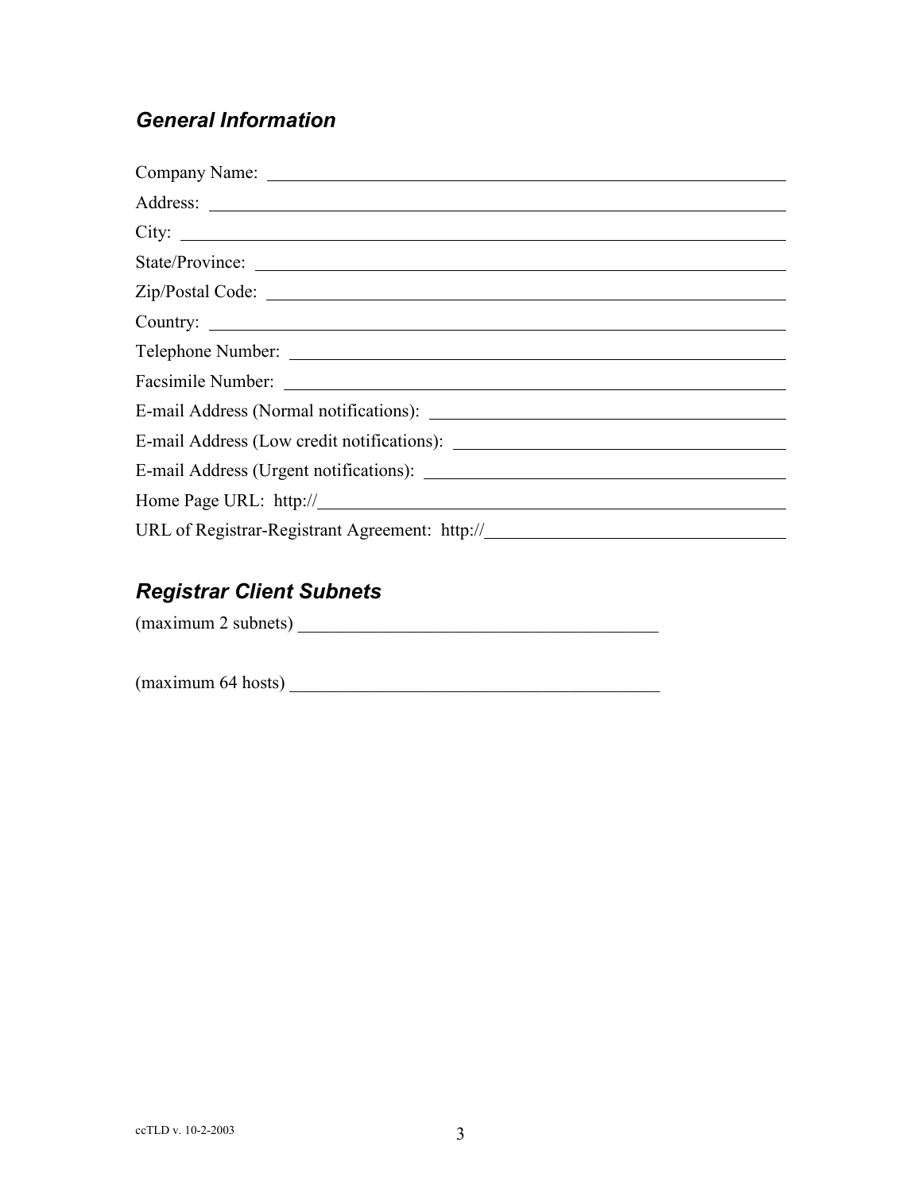## *General Information*

Company Name: ____________________________________________

Address: ____________________________________________

City: ____________________________________________

State/Province: ____________________________________________

Zip/Postal Code: ____________________________________________

Country: ____________________________________________

Telephone Number: ____________________________________________

Facsimile Number: ____________________________________________

E-mail Address (Normal notifications): ______________________________

E-mail Address (Low credit notifications): ___________________________

E-mail Address (Urgent notifications): ______________________________

Home Page URL: http://____________________________________________

URL of Registrar-Registrant Agreement: http://__________________________

## *Registrar Client Subnets*

(maximum 2 subnets) ________________________________________

(maximum 64 hosts) ________________________________________

ccTLD v. 10-2-2003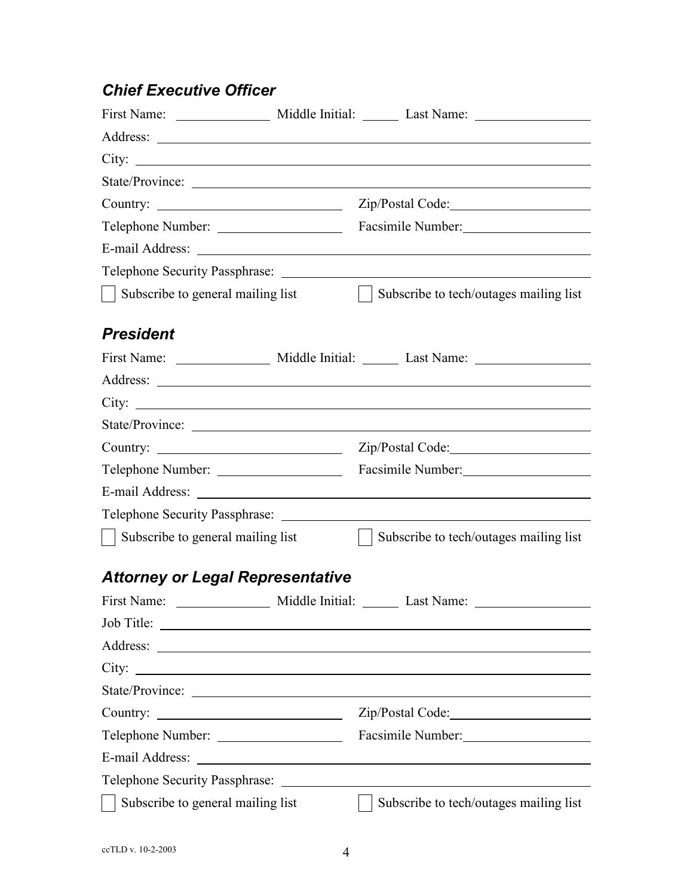### *Chief Executive Officer*

First Name: ______________ Middle Initial: ______ Last Name: ________________

Address: ____________________________________________________________

City: ________________________________________________________________

State/Province: _______________________________________________________

Country: ____________________________ Zip/Postal Code: ____________________

Telephone Number: ___________________ Facsimile Number: __________________

E-mail Address: _______________________________________________________

Telephone Security Passphrase: ___________________________________________

☐ Subscribe to general mailing list ☐ Subscribe to tech/outages mailing list

### *President*

First Name: ______________ Middle Initial: ______ Last Name: ________________

Address: ____________________________________________________________

City: ________________________________________________________________

State/Province: _______________________________________________________

Country: ____________________________ Zip/Postal Code: ____________________

Telephone Number: ___________________ Facsimile Number: __________________

E-mail Address: _______________________________________________________

Telephone Security Passphrase: ___________________________________________

☐ Subscribe to general mailing list ☐ Subscribe to tech/outages mailing list

### *Attorney or Legal Representative*

First Name: ______________ Middle Initial: ______ Last Name: ________________

Job Title: ____________________________________________________________

Address: ____________________________________________________________

City: ________________________________________________________________

State/Province: _______________________________________________________

Country: ____________________________ Zip/Postal Code: ____________________

Telephone Number: ___________________ Facsimile Number: __________________

E-mail Address: _______________________________________________________

Telephone Security Passphrase: ___________________________________________

☐ Subscribe to general mailing list ☐ Subscribe to tech/outages mailing list

ccTLD v. 10-2-2003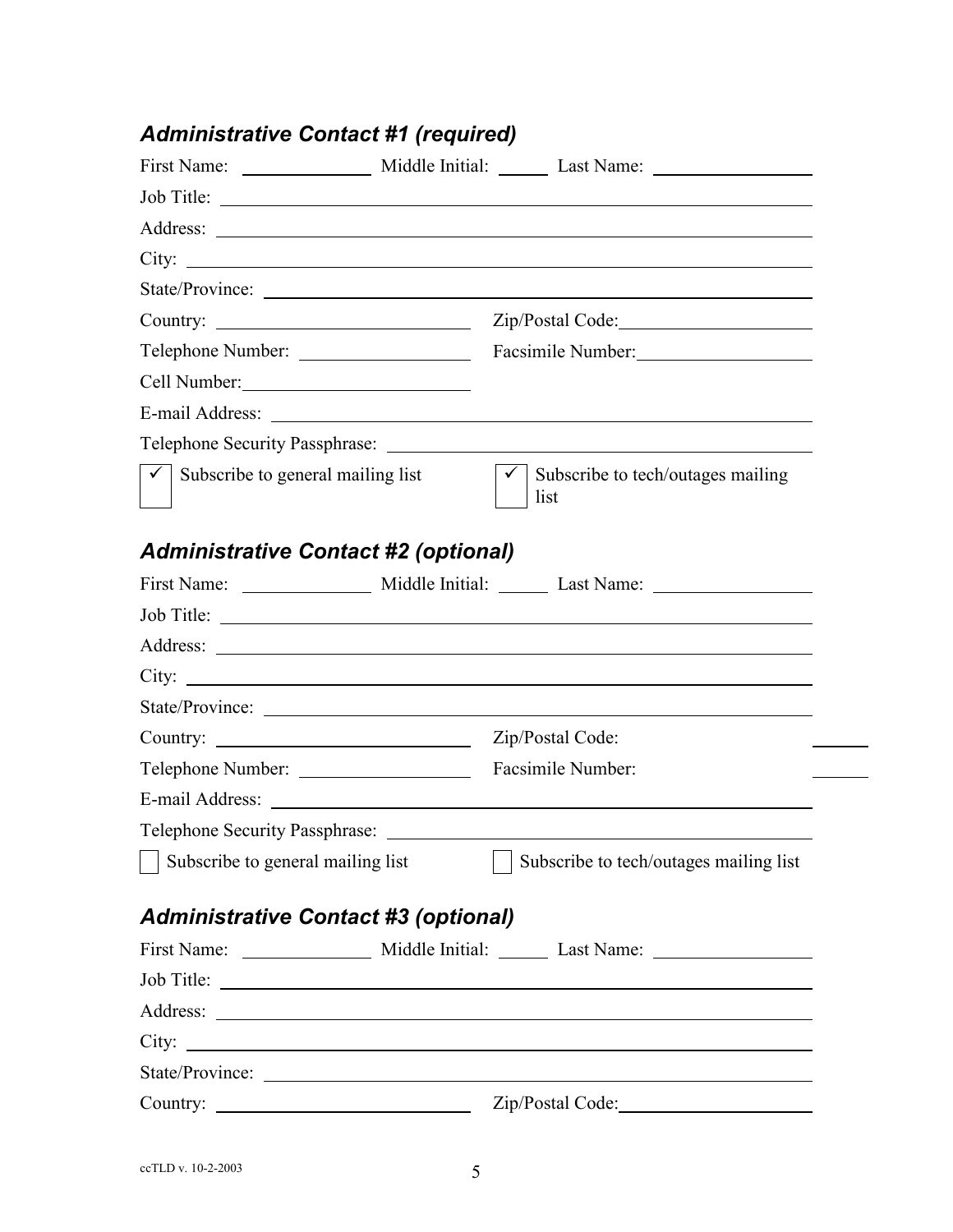### *Administrative Contact #1 (required)*

First Name: ____________ Middle Initial: _____ Last Name: ______________

Job Title: ______________________________________________

Address: ______________________________________________

City: ______________________________________________

State/Province: ______________________________________________

Country: ______________________ Zip/Postal Code: ______________

Telephone Number: ______________ Facsimile Number: ______________

Cell Number: ______________

E-mail Address: ______________________________________________

Telephone Security Passphrase: ______________________________

☑ Subscribe to general mailing list ☑ Subscribe to tech/outages mailing list

### *Administrative Contact #2 (optional)*

First Name: ____________ Middle Initial: _____ Last Name: ______________

Job Title: ______________________________________________

Address: ______________________________________________

City: ______________________________________________

State/Province: ______________________________________________

Country: ______________________ Zip/Postal Code: ______________

Telephone Number: ______________ Facsimile Number: ______________

E-mail Address: ______________________________________________

Telephone Security Passphrase: ______________________________

☐ Subscribe to general mailing list ☐ Subscribe to tech/outages mailing list

### *Administrative Contact #3 (optional)*

First Name: ____________ Middle Initial: _____ Last Name: ______________

Job Title: ______________________________________________

Address: ______________________________________________

City: ______________________________________________

State/Province: ______________________________________________

Country: ______________________ Zip/Postal Code: ______________

ccTLD v. 10-2-2003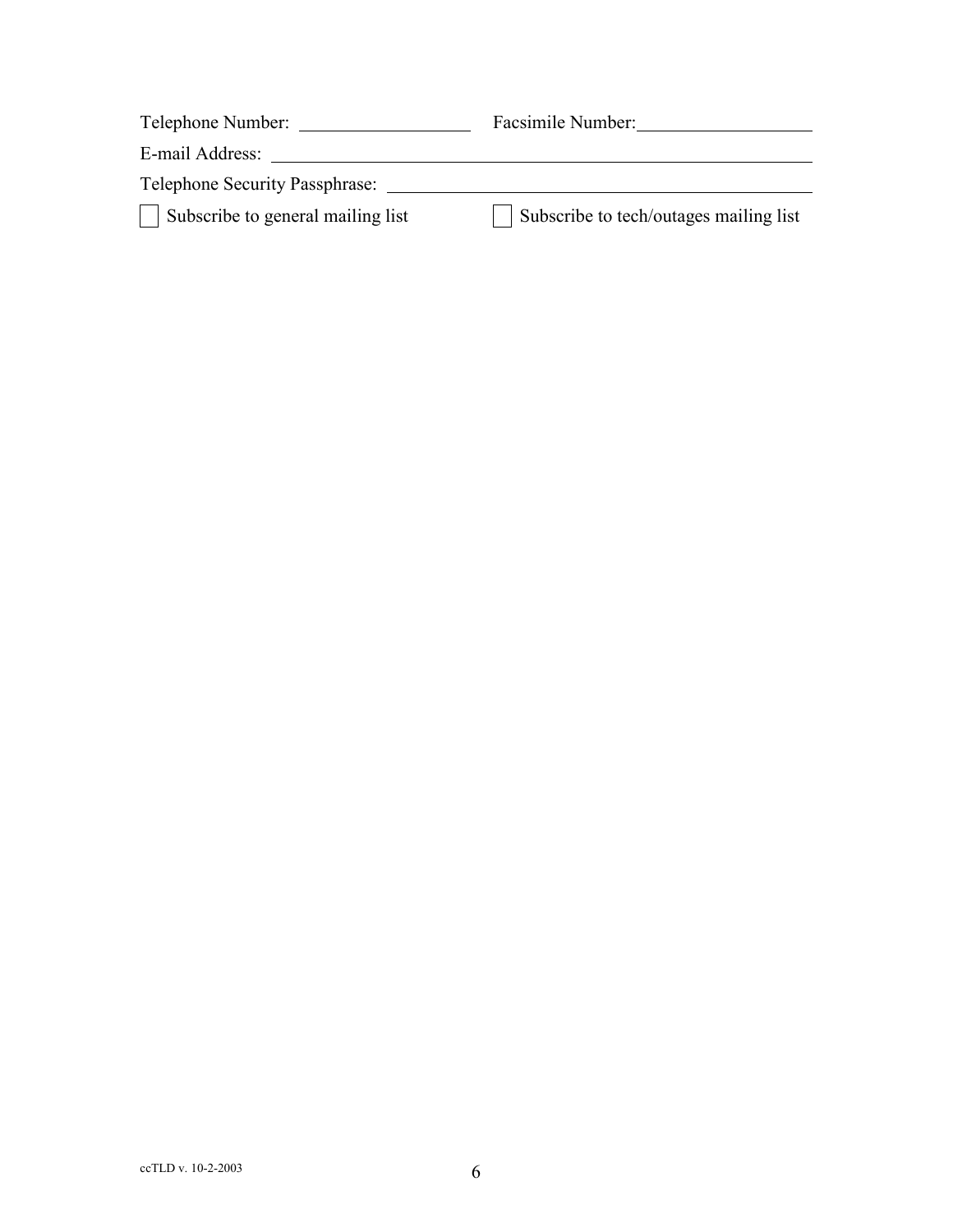Telephone Number: ____________________ Facsimile Number: ____________________

E-mail Address: ____________________________________________________________

Telephone Security Passphrase: ______________________________________________

☐ Subscribe to general mailing list ☐ Subscribe to tech/outages mailing list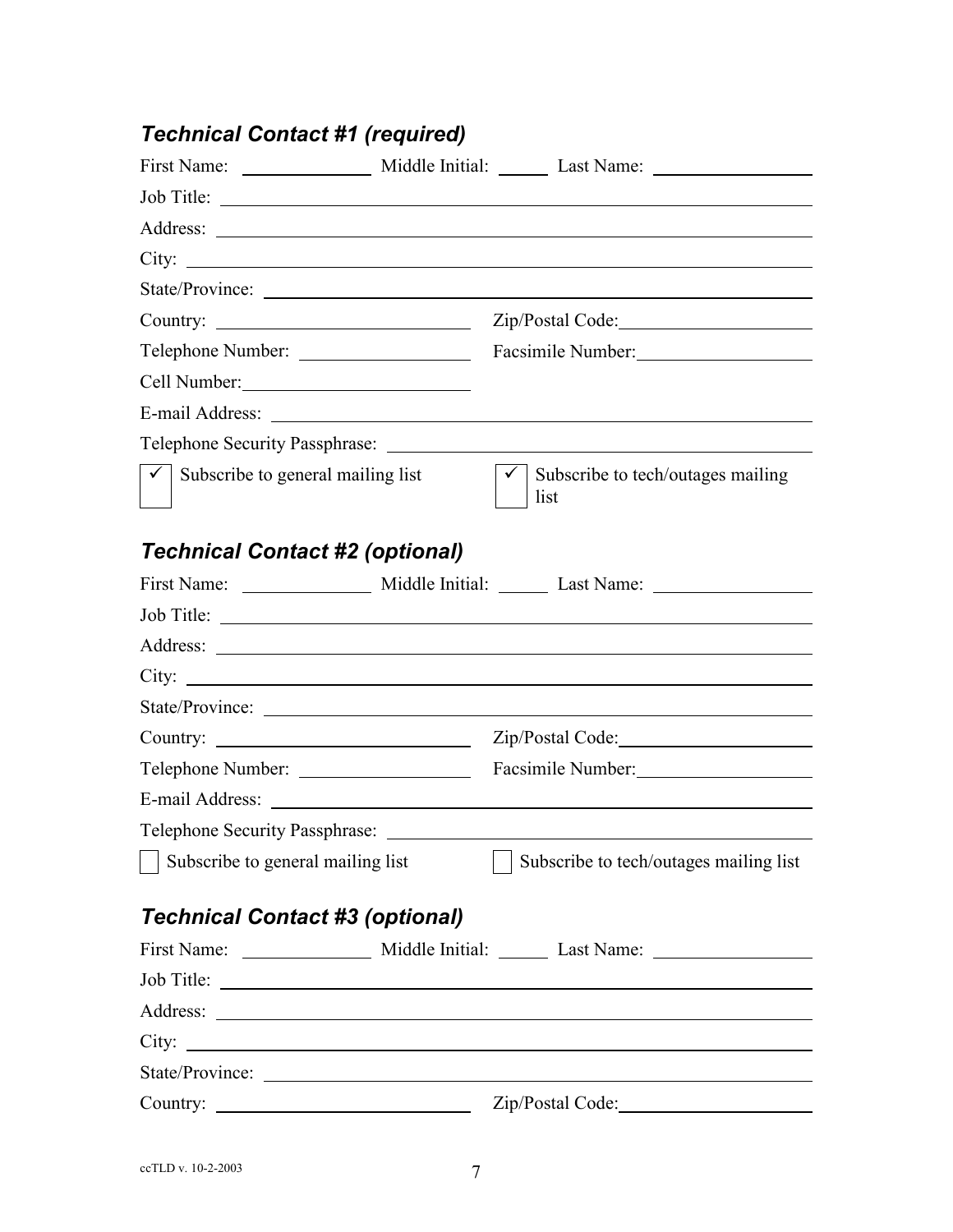### *Technical Contact #1 (required)*

First Name: ______________ Middle Initial: _____ Last Name: ________________

Job Title: ____________________________________________________________

Address: ______________________________________________________________

City: _________________________________________________________________

State/Province: ________________________________________________________

Country: ___________________________ Zip/Postal Code: __________________

Telephone Number: __________________ Facsimile Number: _________________

Cell Number: _______________________

E-mail Address: ________________________________________________________

Telephone Security Passphrase: __________________________________________

☑ Subscribe to general mailing list ☑ Subscribe to tech/outages mailing list

### *Technical Contact #2 (optional)*

First Name: ______________ Middle Initial: _____ Last Name: ________________

Job Title: ____________________________________________________________

Address: ______________________________________________________________

City: _________________________________________________________________

State/Province: ________________________________________________________

Country: ___________________________ Zip/Postal Code: __________________

Telephone Number: __________________ Facsimile Number: _________________

E-mail Address: ________________________________________________________

Telephone Security Passphrase: __________________________________________

☐ Subscribe to general mailing list ☐ Subscribe to tech/outages mailing list

### *Technical Contact #3 (optional)*

First Name: ______________ Middle Initial: _____ Last Name: ________________

Job Title: ____________________________________________________________

Address: ______________________________________________________________

City: _________________________________________________________________

State/Province: ________________________________________________________

Country: ___________________________ Zip/Postal Code: __________________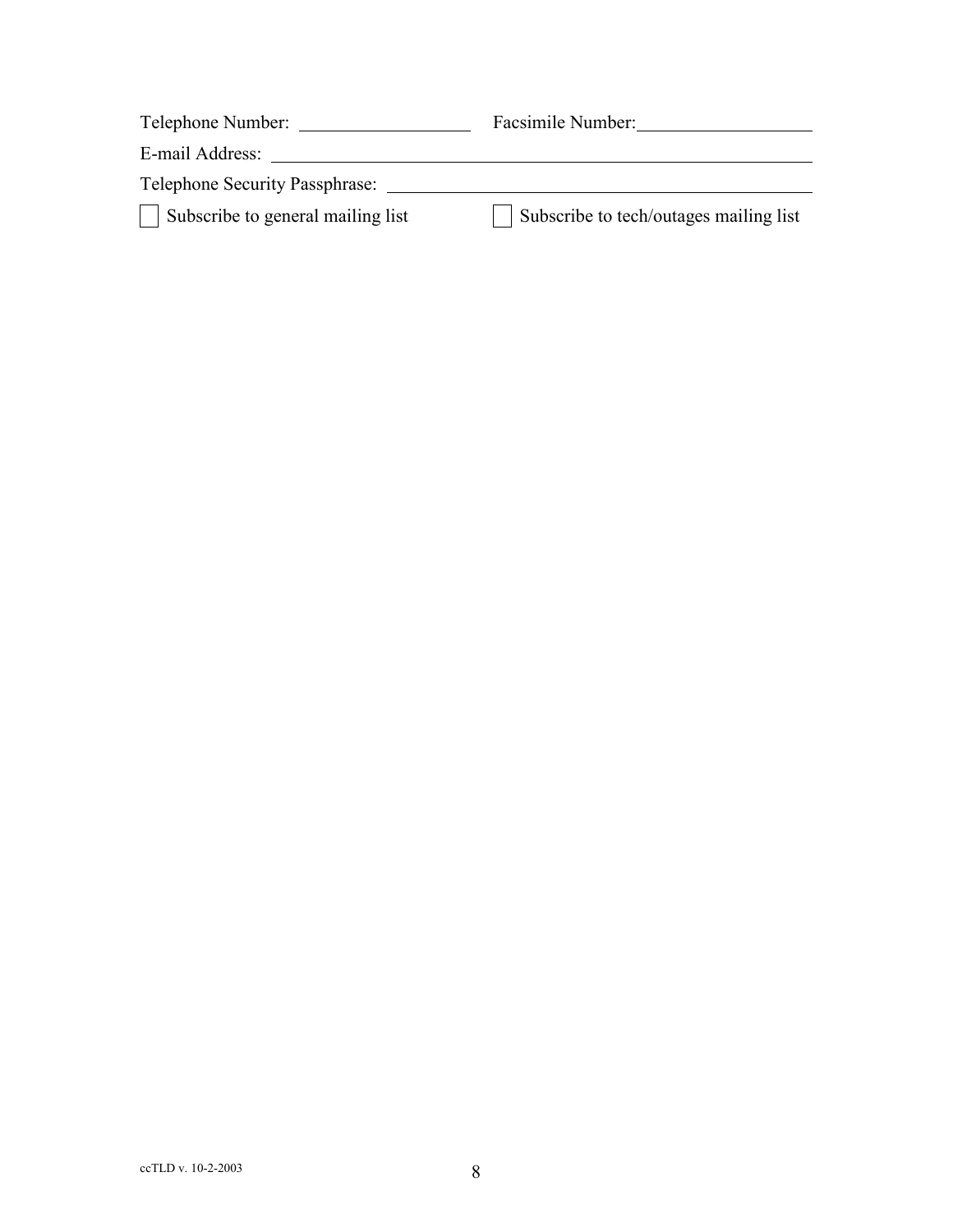Telephone Number: ____________________ Facsimile Number: ____________________

E-mail Address: ______________________________________________________________

Telephone Security Passphrase: _________________________________________________

☐ Subscribe to general mailing list ☐ Subscribe to tech/outages mailing list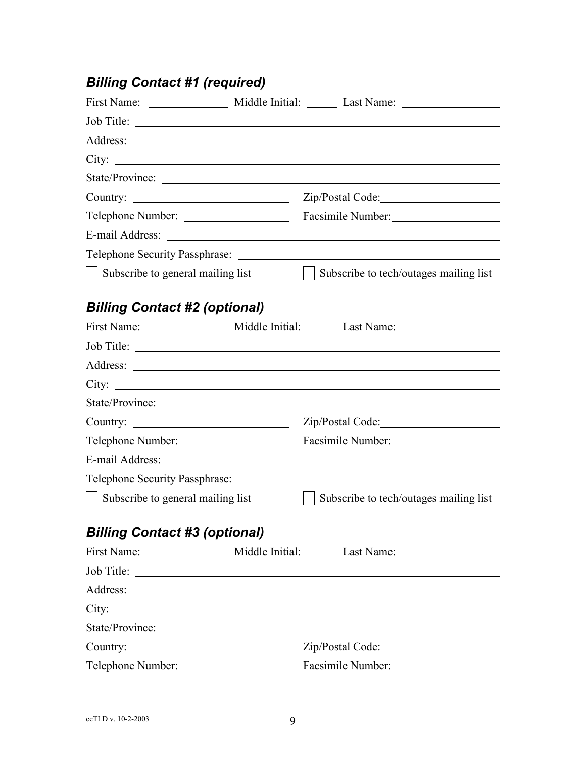### *Billing Contact #1 (required)*

First Name: ______________ Middle Initial: ______ Last Name: _________________

Job Title: ___________________________________________________________________

Address: ____________________________________________________________________

City: _______________________________________________________________________

State/Province: ______________________________________________________________

Country: ____________________________ Zip/Postal Code: _____________________

Telephone Number: __________________ Facsimile Number: ___________________

E-mail Address: ______________________________________________________________

Telephone Security Passphrase: _______________________________________________

☐ Subscribe to general mailing list ☐ Subscribe to tech/outages mailing list

### *Billing Contact #2 (optional)*

First Name: ______________ Middle Initial: ______ Last Name: _________________

Job Title: ___________________________________________________________________

Address: ____________________________________________________________________

City: _______________________________________________________________________

State/Province: ______________________________________________________________

Country: ____________________________ Zip/Postal Code: _____________________

Telephone Number: __________________ Facsimile Number: ___________________

E-mail Address: ______________________________________________________________

Telephone Security Passphrase: _______________________________________________

☐ Subscribe to general mailing list ☐ Subscribe to tech/outages mailing list

### *Billing Contact #3 (optional)*

First Name: ______________ Middle Initial: ______ Last Name: _________________

Job Title: ___________________________________________________________________

Address: ____________________________________________________________________

City: _______________________________________________________________________

State/Province: ______________________________________________________________

Country: ____________________________ Zip/Postal Code: _____________________

Telephone Number: __________________ Facsimile Number: ___________________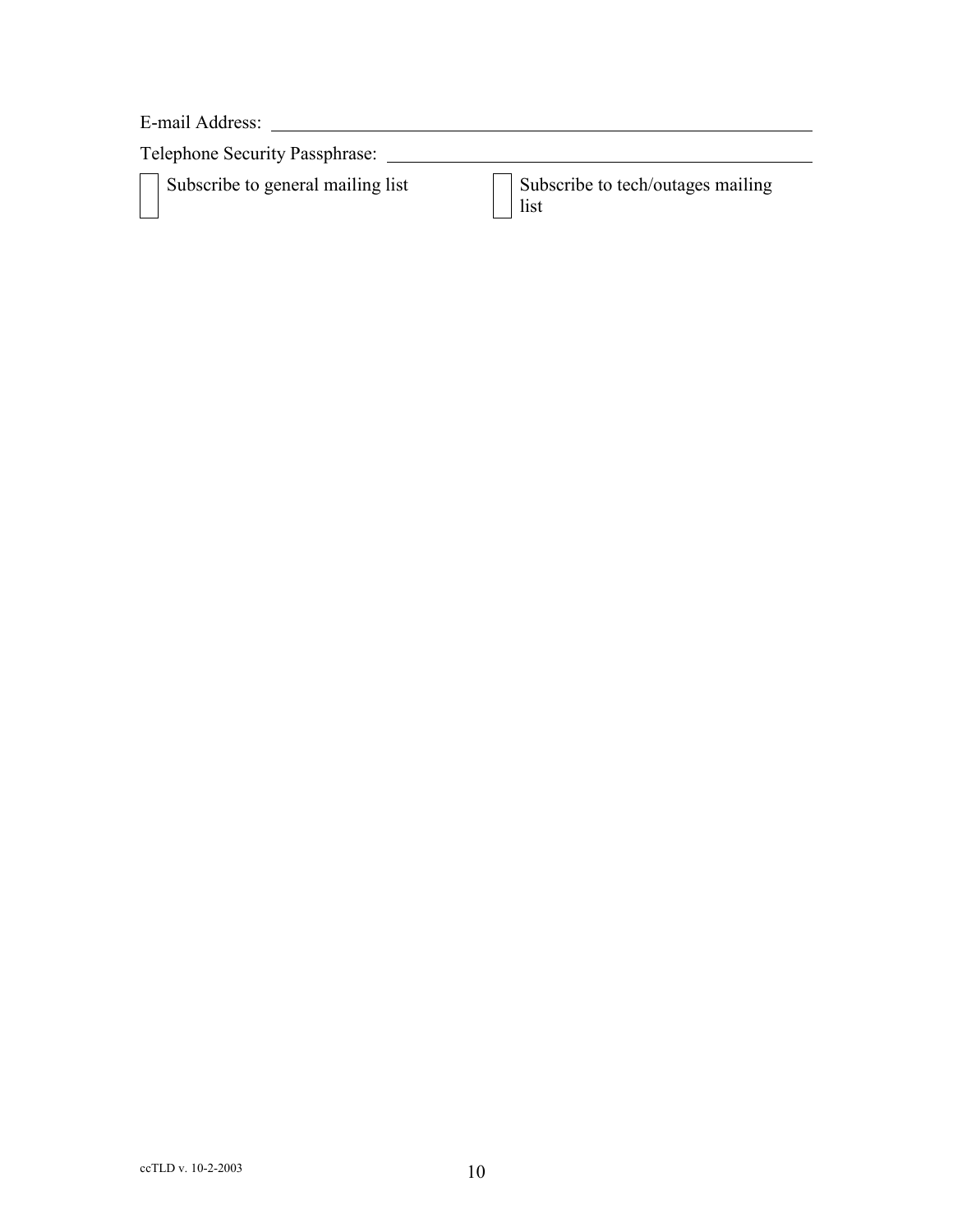E-mail Address: ______________________________________________

Telephone Security Passphrase: ______________________________________

☐ Subscribe to general mailing list

☐ Subscribe to tech/outages mailing list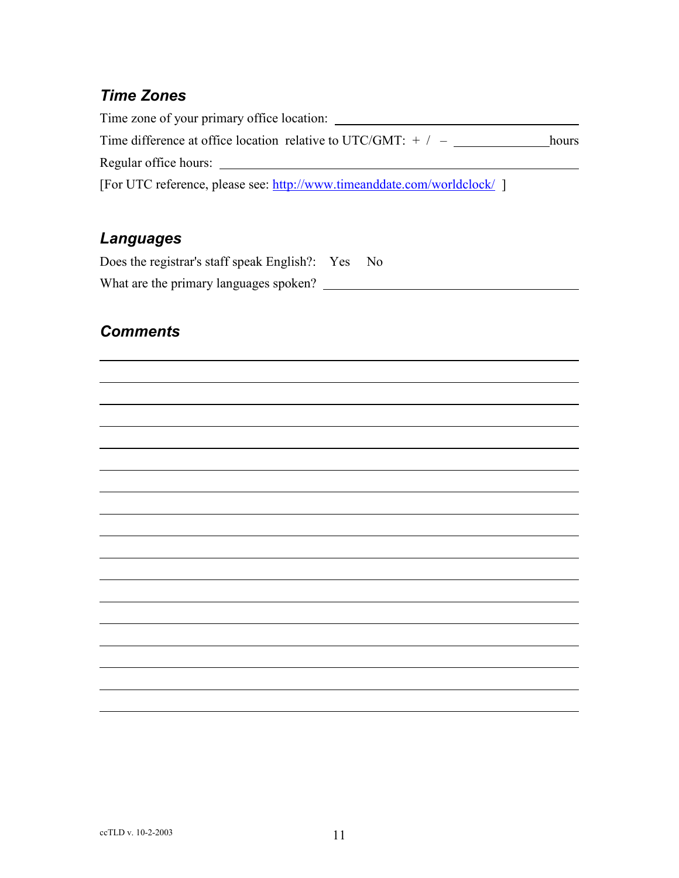### *Time Zones*

Time zone of your primary office location: \_\_\_\_\_\_\_\_\_\_\_\_\_\_\_\_\_\_\_\_\_\_\_\_\_\_\_\_\_\_\_\_

Time difference at office location relative to UTC/GMT: + / – \_\_\_\_\_\_\_\_\_\_\_\_\_\_hours

Regular office hours: \_\_\_\_\_\_\_\_\_\_\_\_\_\_\_\_\_\_\_\_\_\_\_\_\_\_\_\_\_\_\_\_\_\_\_\_\_\_\_\_\_\_\_\_\_\_\_\_\_\_

[For UTC reference, please see: http://www.timeanddate.com/worldclock/ ]

### *Languages*

Does the registrar's staff speak English?: Yes No

What are the primary languages spoken? \_\_\_\_\_\_\_\_\_\_\_\_\_\_\_\_\_\_\_\_\_\_\_\_\_\_\_\_\_\_\_\_\_\_\_\_\_\_\_\_

### *Comments*

\_\_\_\_\_\_\_\_\_\_\_\_\_\_\_\_\_\_\_\_\_\_\_\_\_\_\_\_\_\_\_\_\_\_\_\_\_\_\_\_\_\_\_\_\_\_\_\_\_\_\_\_\_\_\_\_\_\_\_\_\_\_\_\_\_\_\_\_\_\_\_\_

\_\_\_\_\_\_\_\_\_\_\_\_\_\_\_\_\_\_\_\_\_\_\_\_\_\_\_\_\_\_\_\_\_\_\_\_\_\_\_\_\_\_\_\_\_\_\_\_\_\_\_\_\_\_\_\_\_\_\_\_\_\_\_\_\_\_\_\_\_\_\_\_

\_\_\_\_\_\_\_\_\_\_\_\_\_\_\_\_\_\_\_\_\_\_\_\_\_\_\_\_\_\_\_\_\_\_\_\_\_\_\_\_\_\_\_\_\_\_\_\_\_\_\_\_\_\_\_\_\_\_\_\_\_\_\_\_\_\_\_\_\_\_\_\_

\_\_\_\_\_\_\_\_\_\_\_\_\_\_\_\_\_\_\_\_\_\_\_\_\_\_\_\_\_\_\_\_\_\_\_\_\_\_\_\_\_\_\_\_\_\_\_\_\_\_\_\_\_\_\_\_\_\_\_\_\_\_\_\_\_\_\_\_\_\_\_\_

\_\_\_\_\_\_\_\_\_\_\_\_\_\_\_\_\_\_\_\_\_\_\_\_\_\_\_\_\_\_\_\_\_\_\_\_\_\_\_\_\_\_\_\_\_\_\_\_\_\_\_\_\_\_\_\_\_\_\_\_\_\_\_\_\_\_\_\_\_\_\_\_

\_\_\_\_\_\_\_\_\_\_\_\_\_\_\_\_\_\_\_\_\_\_\_\_\_\_\_\_\_\_\_\_\_\_\_\_\_\_\_\_\_\_\_\_\_\_\_\_\_\_\_\_\_\_\_\_\_\_\_\_\_\_\_\_\_\_\_\_\_\_\_\_

\_\_\_\_\_\_\_\_\_\_\_\_\_\_\_\_\_\_\_\_\_\_\_\_\_\_\_\_\_\_\_\_\_\_\_\_\_\_\_\_\_\_\_\_\_\_\_\_\_\_\_\_\_\_\_\_\_\_\_\_\_\_\_\_\_\_\_\_\_\_\_\_

\_\_\_\_\_\_\_\_\_\_\_\_\_\_\_\_\_\_\_\_\_\_\_\_\_\_\_\_\_\_\_\_\_\_\_\_\_\_\_\_\_\_\_\_\_\_\_\_\_\_\_\_\_\_\_\_\_\_\_\_\_\_\_\_\_\_\_\_\_\_\_\_

\_\_\_\_\_\_\_\_\_\_\_\_\_\_\_\_\_\_\_\_\_\_\_\_\_\_\_\_\_\_\_\_\_\_\_\_\_\_\_\_\_\_\_\_\_\_\_\_\_\_\_\_\_\_\_\_\_\_\_\_\_\_\_\_\_\_\_\_\_\_\_\_

\_\_\_\_\_\_\_\_\_\_\_\_\_\_\_\_\_\_\_\_\_\_\_\_\_\_\_\_\_\_\_\_\_\_\_\_\_\_\_\_\_\_\_\_\_\_\_\_\_\_\_\_\_\_\_\_\_\_\_\_\_\_\_\_\_\_\_\_\_\_\_\_

\_\_\_\_\_\_\_\_\_\_\_\_\_\_\_\_\_\_\_\_\_\_\_\_\_\_\_\_\_\_\_\_\_\_\_\_\_\_\_\_\_\_\_\_\_\_\_\_\_\_\_\_\_\_\_\_\_\_\_\_\_\_\_\_\_\_\_\_\_\_\_\_

\_\_\_\_\_\_\_\_\_\_\_\_\_\_\_\_\_\_\_\_\_\_\_\_\_\_\_\_\_\_\_\_\_\_\_\_\_\_\_\_\_\_\_\_\_\_\_\_\_\_\_\_\_\_\_\_\_\_\_\_\_\_\_\_\_\_\_\_\_\_\_\_

\_\_\_\_\_\_\_\_\_\_\_\_\_\_\_\_\_\_\_\_\_\_\_\_\_\_\_\_\_\_\_\_\_\_\_\_\_\_\_\_\_\_\_\_\_\_\_\_\_\_\_\_\_\_\_\_\_\_\_\_\_\_\_\_\_\_\_\_\_\_\_\_

\_\_\_\_\_\_\_\_\_\_\_\_\_\_\_\_\_\_\_\_\_\_\_\_\_\_\_\_\_\_\_\_\_\_\_\_\_\_\_\_\_\_\_\_\_\_\_\_\_\_\_\_\_\_\_\_\_\_\_\_\_\_\_\_\_\_\_\_\_\_\_\_

\_\_\_\_\_\_\_\_\_\_\_\_\_\_\_\_\_\_\_\_\_\_\_\_\_\_\_\_\_\_\_\_\_\_\_\_\_\_\_\_\_\_\_\_\_\_\_\_\_\_\_\_\_\_\_\_\_\_\_\_\_\_\_\_\_\_\_\_\_\_\_\_

\_\_\_\_\_\_\_\_\_\_\_\_\_\_\_\_\_\_\_\_\_\_\_\_\_\_\_\_\_\_\_\_\_\_\_\_\_\_\_\_\_\_\_\_\_\_\_\_\_\_\_\_\_\_\_\_\_\_\_\_\_\_\_\_\_\_\_\_\_\_\_\_

\_\_\_\_\_\_\_\_\_\_\_\_\_\_\_\_\_\_\_\_\_\_\_\_\_\_\_\_\_\_\_\_\_\_\_\_\_\_\_\_\_\_\_\_\_\_\_\_\_\_\_\_\_\_\_\_\_\_\_\_\_\_\_\_\_\_\_\_\_\_\_\_